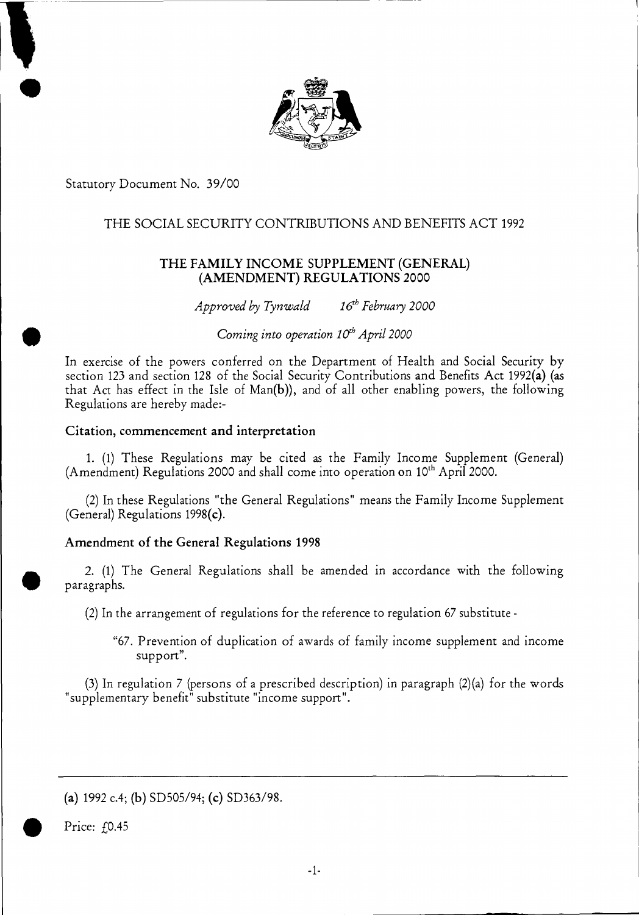Statutory Document No. 39/00

THE SOCIAL SECURITY CONTRIBUTIONS AND BENEFITS ACT 1992

# THE FAMILY INCOME SUPPLEMENT (GENERAL) (AMENDMENT) REGULATIONS 2000

*Approved by Tynwald 16th February 2000*

*Coming into operation 10th April 2000*

In exercise of the powers conferred on the Department of Health and Social Security by section 123 and section 128 of the Social Security Contributions and Benefits Act 1992(**a**) (as that Act has effect in the Isle of Man(**b**)), and of all other enabling powers, the following Regulations are hereby made:-

### Citation, commencement and interpretation

1. (1) These Regulations may be cited as the Family Income Supplement (General) (Amendment) Regulations 2000 and shall come into operation on 10th April 2000.

(2) In these Regulations "the General Regulations" means the Family Income Supplement (General) Regulations 1998(**c**).

### Amendment of the General Regulations 1998

2. (1) The General Regulations shall be amended in accordance with the following paragraphs.

(2) In the arrangement of regulations for the reference to regulation 67 substitute -

"67. Prevention of duplication of awards of family income supplement and income support".

(3) In regulation 7 (persons of a prescribed description) in paragraph (2)(a) for the words "supplementary benefit" substitute "income support".

---

(**a**) 1992 c.4; (**b**) SD505/94; (**c**) SD363/98.

Price: £0.45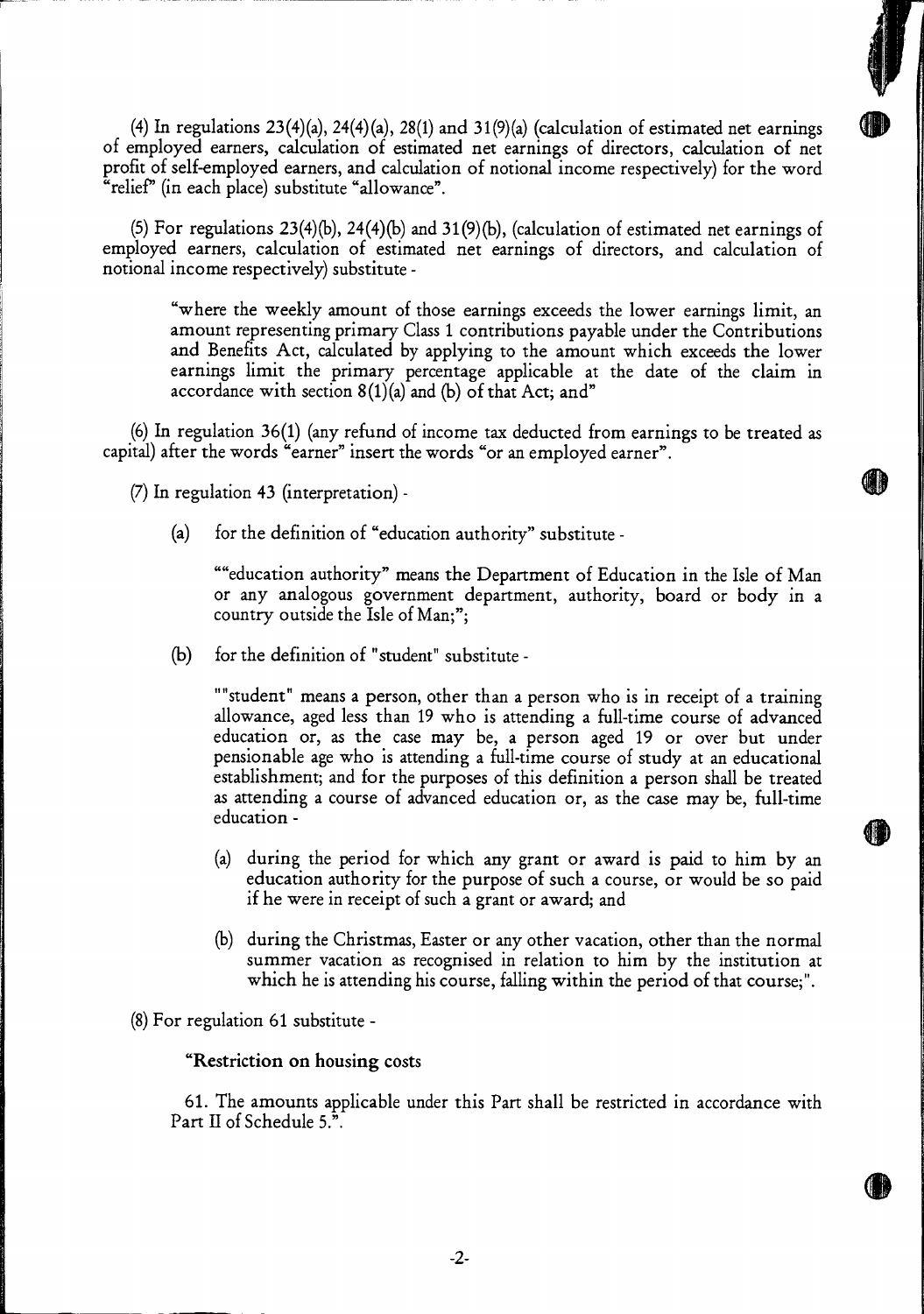(4) In regulations 23(4)(a), 24(4)(a), 28(1) and 31(9)(a) (calculation of estimated net earnings of employed earners, calculation of estimated net earnings of directors, calculation of net profit of self-employed earners, and calculation of notional income respectively) for the word "relief" (in each place) substitute "allowance".

(5) For regulations 23(4)(b), 24(4)(b) and 31(9)(b), (calculation of estimated net earnings of employed earners, calculation of estimated net earnings of directors, and calculation of notional income respectively) substitute -

> "where the weekly amount of those earnings exceeds the lower earnings limit, an amount representing primary Class 1 contributions payable under the Contributions and Benefits Act, calculated by applying to the amount which exceeds the lower earnings limit the primary percentage applicable at the date of the claim in accordance with section 8(1)(a) and (b) of that Act; and"

(6) In regulation 36(1) (any refund of income tax deducted from earnings to be treated as capital) after the words "earner" insert the words "or an employed earner".

(7) In regulation 43 (interpretation) -

(a) for the definition of "education authority" substitute -

> ""education authority" means the Department of Education in the Isle of Man or any analogous government department, authority, board or body in a country outside the Isle of Man;";

(b) for the definition of "student" substitute -

> ""student" means a person, other than a person who is in receipt of a training allowance, aged less than 19 who is attending a full-time course of advanced education or, as the case may be, a person aged 19 or over but under pensionable age who is attending a full-time course of study at an educational establishment; and for the purposes of this definition a person shall be treated as attending a course of advanced education or, as the case may be, full-time education -
>
> (a) during the period for which any grant or award is paid to him by an education authority for the purpose of such a course, or would be so paid if he were in receipt of such a grant or award; and
>
> (b) during the Christmas, Easter or any other vacation, other than the normal summer vacation as recognised in relation to him by the institution at which he is attending his course, falling within the period of that course;".

(8) For regulation 61 substitute -

> **"Restriction on housing costs**
>
> 61. The amounts applicable under this Part shall be restricted in accordance with Part II of Schedule 5.".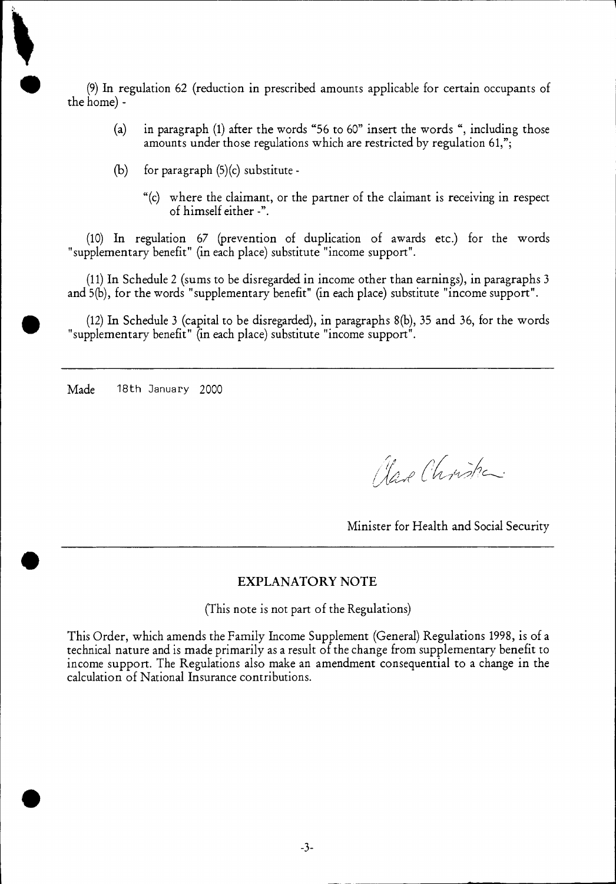(9) In regulation 62 (reduction in prescribed amounts applicable for certain occupants of the home) -

(a) in paragraph (1) after the words "56 to 60" insert the words ", including those amounts under those regulations which are restricted by regulation 61,";

(b) for paragraph (5)(c) substitute -

"(c) where the claimant, or the partner of the claimant is receiving in respect of himself either -".

(10) In regulation 67 (prevention of duplication of awards etc.) for the words "supplementary benefit" (in each place) substitute "income support".

(11) In Schedule 2 (sums to be disregarded in income other than earnings), in paragraphs 3 and 5(b), for the words "supplementary benefit" (in each place) substitute "income support".

(12) In Schedule 3 (capital to be disregarded), in paragraphs 8(b), 35 and 36, for the words "supplementary benefit" (in each place) substitute "income support".

---

Made 18th January 2000

Minister for Health and Social Security

---

## EXPLANATORY NOTE

(This note is not part of the Regulations)

This Order, which amends the Family Income Supplement (General) Regulations 1998, is of a technical nature and is made primarily as a result of the change from supplementary benefit to income support. The Regulations also make an amendment consequential to a change in the calculation of National Insurance contributions.